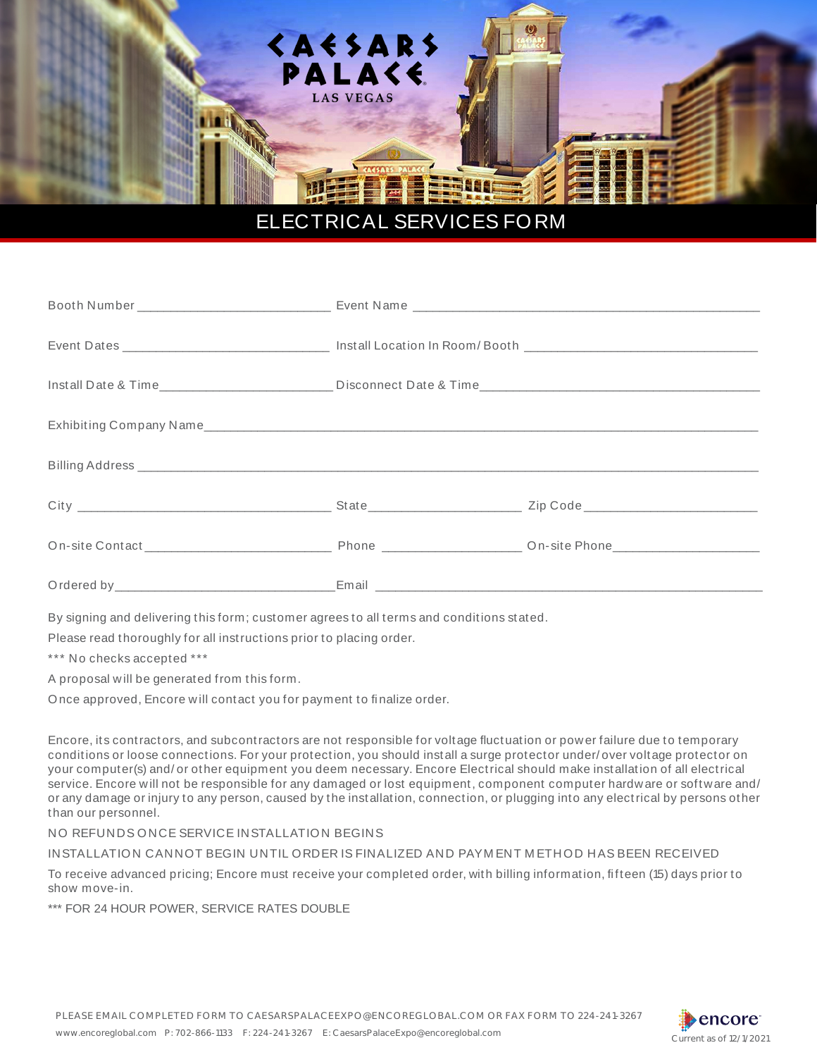# ELECTRICAL SERVICES FORM

Booth Number ___________________________ Event Name _________________________________________________

Event Dates _____________________________ Install Location In Room/Booth _________________________________

Install Date & Time________________________ Disconnect Date & Time_______________________________________

Exhibiting Company Name_________________________________________________________________________________

Billing Address ________________________________________________________________________________________

City ____________________________________ State______________________ Zip Code________________________

On-site Contact__________________________ Phone ____________________ On-site Phone_____________________

Ordered by_______________________________Email _______________________________________________________

By signing and delivering this form; customer agrees to all terms and conditions stated.

Please read thoroughly for all instructions prior to placing order.

*** No checks accepted ***

A proposal will be generated from this form.

Once approved, Encore will contact you for payment to finalize order.

Encore, its contractors, and subcontractors are not responsible for voltage fluctuation or power failure due to temporary conditions or loose connections. For your protection, you should install a surge protector under/over voltage protector on your computer(s) and/or other equipment you deem necessary. Encore Electrical should make installation of all electrical service. Encore will not be responsible for any damaged or lost equipment, component computer hardware or software and/or any damage or injury to any person, caused by the installation, connection, or plugging into any electrical by persons other than our personnel.

NO REFUNDS ONCE SERVICE INSTALLATION BEGINS

INSTALLATION CANNOT BEGIN UNTIL ORDER IS FINALIZED AND PAYMENT METHOD HAS BEEN RECEIVED

To receive advanced pricing; Encore must receive your completed order, with billing information, fifteen (15) days prior to show move-in.

*** FOR 24 HOUR POWER, SERVICE RATES DOUBLE

PLEASE EMAIL COMPLETED FORM TO CAESARSPALACEEXPO@ENCOREGLOBAL.COM OR FAX FORM TO 224-241-3267

www.encoreglobal.com P: 702-866-1133 F: 224-241-3267 E: CaesarsPalaceExpo@encoreglobal.com

Current as of 12/1/2021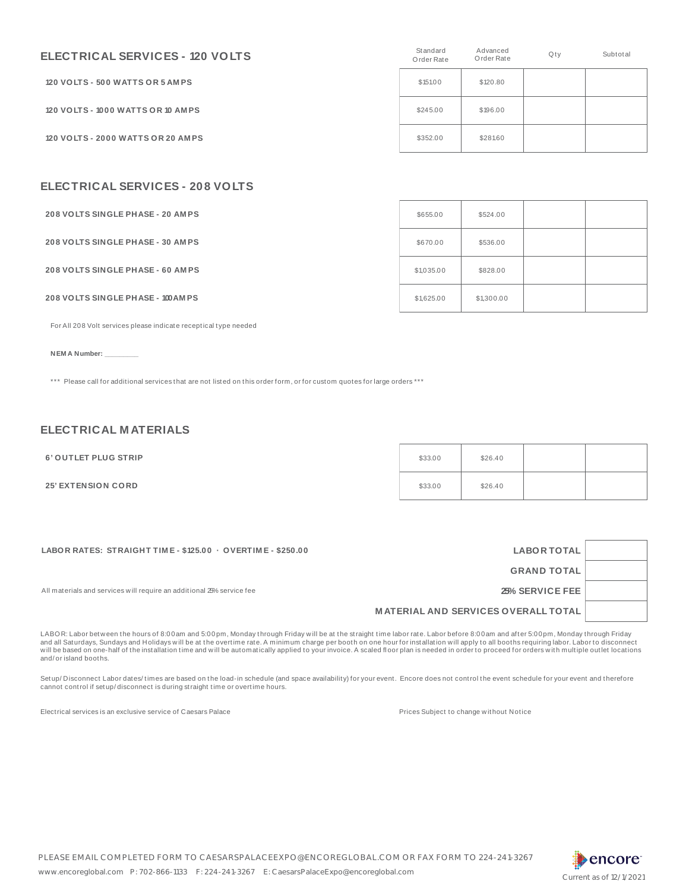## ELECTRICAL SERVICES - 120 VOLTS

| | Standard Order Rate | Advanced Order Rate | Qty | Subtotal |
|---|---|---|---|---|
| **120 VOLTS - 500 WATTS OR 5 AMPS** | $151.00 | $120.80 | | |
| **120 VOLTS - 1000 WATTS OR 10 AMPS** | $245.00 | $196.00 | | |
| **120 VOLTS - 2000 WATTS OR 20 AMPS** | $352.00 | $281.60 | | |

## ELECTRICAL SERVICES - 208 VOLTS

| | Standard Order Rate | Advanced Order Rate | Qty | Subtotal |
|---|---|---|---|---|
| **208 VOLTS SINGLE PHASE - 20 AMPS** | $655.00 | $524.00 | | |
| **208 VOLTS SINGLE PHASE - 30 AMPS** | $670.00 | $536.00 | | |
| **208 VOLTS SINGLE PHASE - 60 AMPS** | $1,035.00 | $828.00 | | |
| **208 VOLTS SINGLE PHASE - 100AMPS** | $1,625.00 | $1,300.00 | | |

For All 208 Volt services please indicate receptical type needed

**NEMA Number:** _________

*** Please call for additional services that are not listed on this order form, or for custom quotes for large orders ***

## ELECTRICAL MATERIALS

| | Standard Order Rate | Advanced Order Rate | Qty | Subtotal |
|---|---|---|---|---|
| **6' OUTLET PLUG STRIP** | $33.00 | $26.40 | | |
| **25' EXTENSION CORD** | $33.00 | $26.40 | | |

**LABOR RATES: STRAIGHT TIME - $125.00 · OVERTIME - $250.00**

All materials and services will require an additional 25% service fee

| | |
|---|---|
| **LABOR TOTAL** | |
| **GRAND TOTAL** | |
| **25% SERVICE FEE** | |
| **MATERIAL AND SERVICES OVERALL TOTAL** | |

LABOR: Labor between the hours of 8:00am and 5:00pm, Monday through Friday will be at the straight time labor rate. Labor before 8:00am and after 5:00pm, Monday through Friday and all Saturdays, Sundays and Holidays will be at the overtime rate. A minimum charge per booth on one hour for installation will apply to all booths requiring labor. Labor to disconnect will be based on one-half of the installation time and will be automatically applied to your invoice. A scaled floor plan is needed in order to proceed for orders with multiple outlet locations and/or island booths.

Setup/Disconnect Labor dates/times are based on the load-in schedule (and space availability) for your event. Encore does not control the event schedule for your event and therefore cannot control if setup/disconnect is during straight time or overtime hours.

Electrical services is an exclusive service of Caesars Palace

Prices Subject to change without Notice

PLEASE EMAIL COMPLETED FORM TO CAESARSPALACEEXPO@ENCOREGLOBAL.COM OR FAX FORM TO 224-241-3267

www.encoreglobal.com P: 702-866-1133 F: 224-241-3267 E: CaesarsPalaceExpo@encoreglobal.com

Current as of 12/1/2021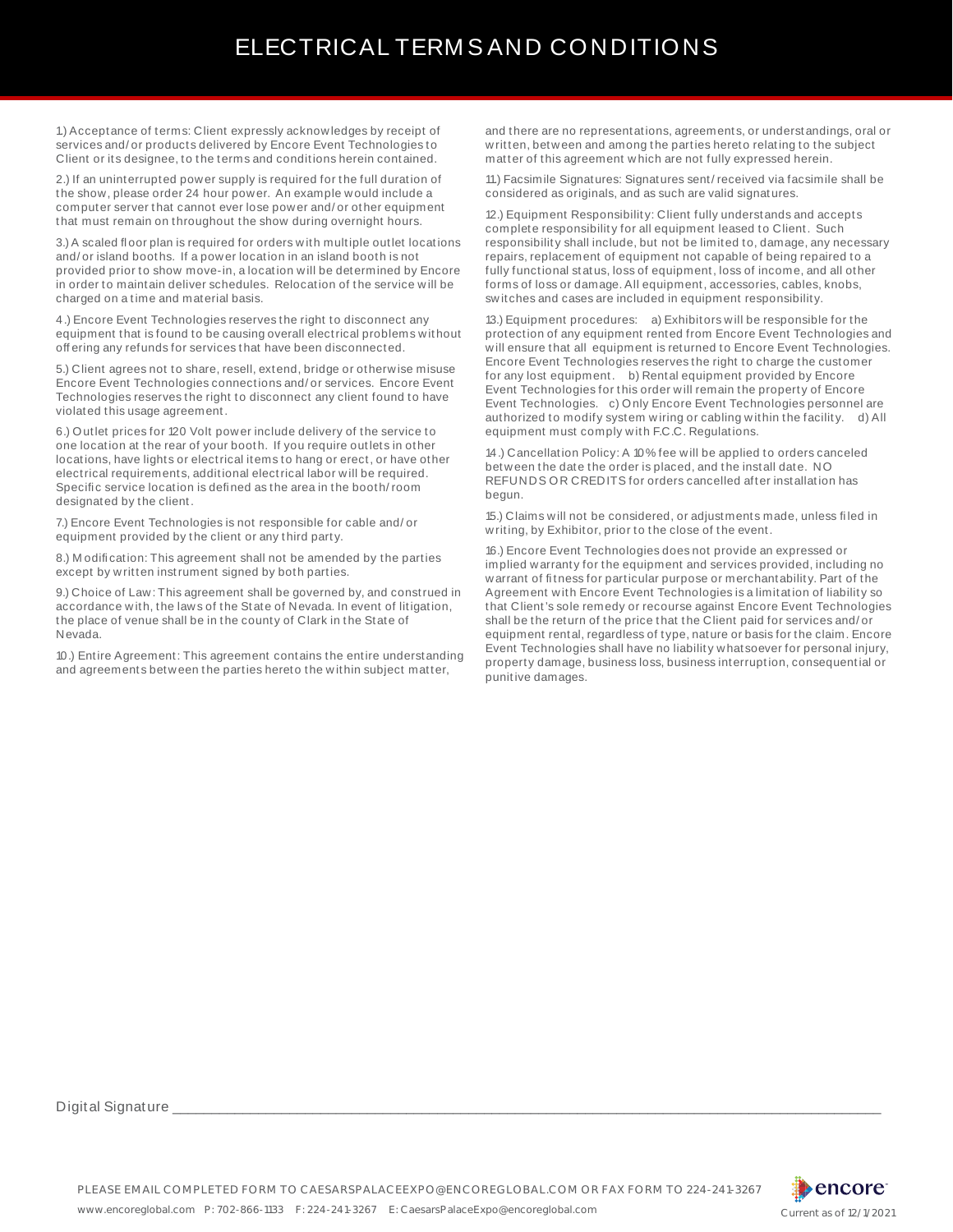# ELECTRICAL TERMS AND CONDITIONS

1.) Acceptance of terms: Client expressly acknowledges by receipt of services and/or products delivered by Encore Event Technologies to Client or its designee, to the terms and conditions herein contained.

2.) If an uninterrupted power supply is required for the full duration of the show, please order 24 hour power. An example would include a computer server that cannot ever lose power and/or other equipment that must remain on throughout the show during overnight hours.

3.) A scaled floor plan is required for orders with multiple outlet locations and/or island booths. If a power location in an island booth is not provided prior to show move-in, a location will be determined by Encore in order to maintain deliver schedules. Relocation of the service will be charged on a time and material basis.

4.) Encore Event Technologies reserves the right to disconnect any equipment that is found to be causing overall electrical problems without offering any refunds for services that have been disconnected.

5.) Client agrees not to share, resell, extend, bridge or otherwise misuse Encore Event Technologies connections and/or services. Encore Event Technologies reserves the right to disconnect any client found to have violated this usage agreement.

6.) Outlet prices for 120 Volt power include delivery of the service to one location at the rear of your booth. If you require outlets in other locations, have lights or electrical items to hang or erect, or have other electrical requirements, additional electrical labor will be required. Specific service location is defined as the area in the booth/room designated by the client.

7.) Encore Event Technologies is not responsible for cable and/or equipment provided by the client or any third party.

8.) Modification: This agreement shall not be amended by the parties except by written instrument signed by both parties.

9.) Choice of Law: This agreement shall be governed by, and construed in accordance with, the laws of the State of Nevada. In event of litigation, the place of venue shall be in the county of Clark in the State of Nevada.

10.) Entire Agreement: This agreement contains the entire understanding and agreements between the parties hereto the within subject matter, and there are no representations, agreements, or understandings, oral or written, between and among the parties hereto relating to the subject matter of this agreement which are not fully expressed herein.

11.) Facsimile Signatures: Signatures sent/received via facsimile shall be considered as originals, and as such are valid signatures.

12.) Equipment Responsibility: Client fully understands and accepts complete responsibility for all equipment leased to Client. Such responsibility shall include, but not be limited to, damage, any necessary repairs, replacement of equipment not capable of being repaired to a fully functional status, loss of equipment, loss of income, and all other forms of loss or damage. All equipment, accessories, cables, knobs, switches and cases are included in equipment responsibility.

13.) Equipment procedures: a) Exhibitors will be responsible for the protection of any equipment rented from Encore Event Technologies and will ensure that all equipment is returned to Encore Event Technologies. Encore Event Technologies reserves the right to charge the customer for any lost equipment. b) Rental equipment provided by Encore Event Technologies for this order will remain the property of Encore Event Technologies. c) Only Encore Event Technologies personnel are authorized to modify system wiring or cabling within the facility. d) All equipment must comply with F.C.C. Regulations.

14.) Cancellation Policy: A 10% fee will be applied to orders canceled between the date the order is placed, and the install date. NO REFUNDS OR CREDITS for orders cancelled after installation has begun.

15.) Claims will not be considered, or adjustments made, unless filed in writing, by Exhibitor, prior to the close of the event.

16.) Encore Event Technologies does not provide an expressed or implied warranty for the equipment and services provided, including no warrant of fitness for particular purpose or merchantability. Part of the Agreement with Encore Event Technologies is a limitation of liability so that Client's sole remedy or recourse against Encore Event Technologies shall be the return of the price that the Client paid for services and/or equipment rental, regardless of type, nature or basis for the claim. Encore Event Technologies shall have no liability whatsoever for personal injury, property damage, business loss, business interruption, consequential or punitive damages.

Digital Signature ____________________________________________________________

PLEASE EMAIL COMPLETED FORM TO CAESARSPALACEEXPO@ENCOREGLOBAL.COM OR FAX FORM TO 224-241-3267

www.encoreglobal.com P: 702-866-1133 F: 224-241-3267 E: CaesarsPalaceExpo@encoreglobal.com

encore

Current as of 12/1/2021